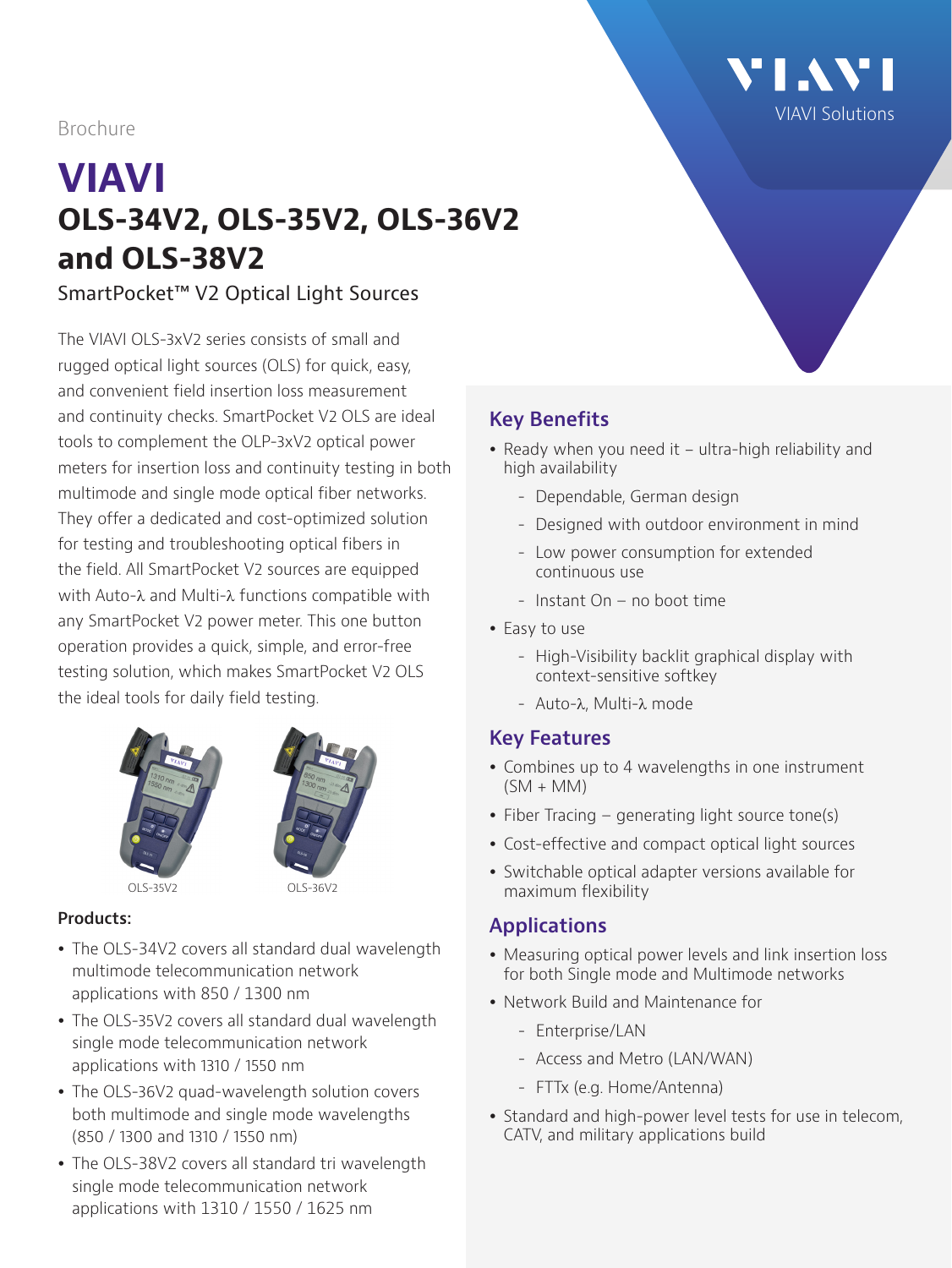Brochure

# VIAVI
## OLS-34V2, OLS-35V2, OLS-36V2 and OLS-38V2

SmartPocket™ V2 Optical Light Sources

The VIAVI OLS-3xV2 series consists of small and rugged optical light sources (OLS) for quick, easy, and convenient field insertion loss measurement and continuity checks. SmartPocket V2 OLS are ideal tools to complement the OLP-3xV2 optical power meters for insertion loss and continuity testing in both multimode and single mode optical fiber networks. They offer a dedicated and cost-optimized solution for testing and troubleshooting optical fibers in the field. All SmartPocket V2 sources are equipped with Auto-λ and Multi-λ functions compatible with any SmartPocket V2 power meter. This one button operation provides a quick, simple, and error-free testing solution, which makes SmartPocket V2 OLS the ideal tools for daily field testing.

OLS-35V2 OLS-36V2

**Products:**

- The OLS-34V2 covers all standard dual wavelength multimode telecommunication network applications with 850 / 1300 nm
- The OLS-35V2 covers all standard dual wavelength single mode telecommunication network applications with 1310 / 1550 nm
- The OLS-36V2 quad-wavelength solution covers both multimode and single mode wavelengths (850 / 1300 and 1310 / 1550 nm)
- The OLS-38V2 covers all standard tri wavelength single mode telecommunication network applications with 1310 / 1550 / 1625 nm

### Key Benefits

- Ready when you need it – ultra-high reliability and high availability
  - Dependable, German design
  - Designed with outdoor environment in mind
  - Low power consumption for extended continuous use
  - Instant On – no boot time
- Easy to use
  - High-Visibility backlit graphical display with context-sensitive softkey
  - Auto-λ, Multi-λ mode

### Key Features

- Combines up to 4 wavelengths in one instrument (SM + MM)
- Fiber Tracing – generating light source tone(s)
- Cost-effective and compact optical light sources
- Switchable optical adapter versions available for maximum flexibility

### Applications

- Measuring optical power levels and link insertion loss for both Single mode and Multimode networks
- Network Build and Maintenance for
  - Enterprise/LAN
  - Access and Metro (LAN/WAN)
  - FTTx (e.g. Home/Antenna)
- Standard and high-power level tests for use in telecom, CATV, and military applications build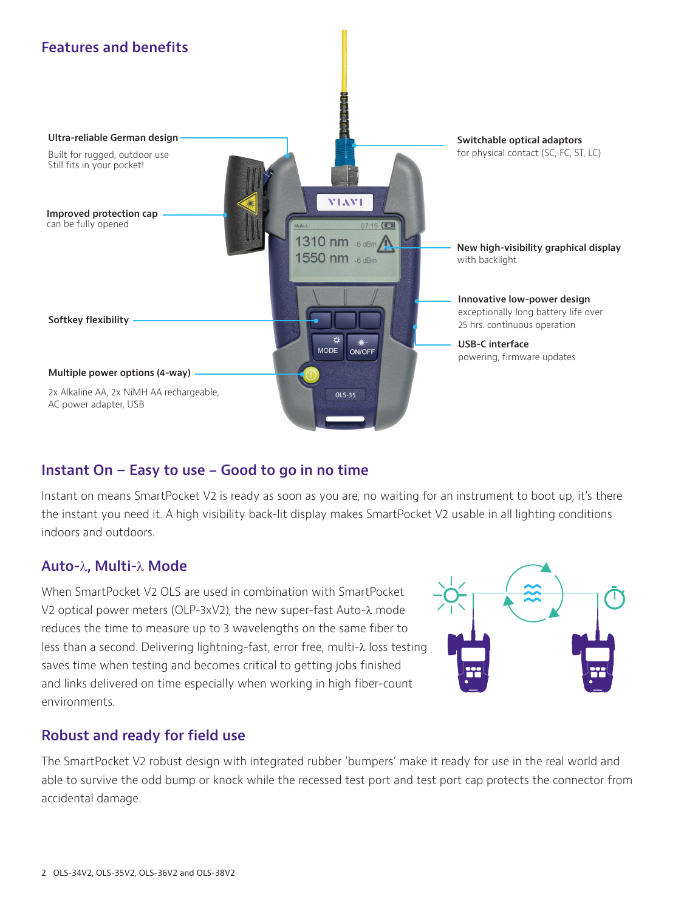## Features and benefits

**Ultra-reliable German design**

Built for rugged, outdoor use
Still fits in your pocket!

**Improved protection cap**
can be fully opened

**Softkey flexibility**

**Multiple power options (4-way)**

2x Alkaline AA, 2x NiMH AA rechargeable, AC power adapter, USB

**Switchable optical adaptors**
for physical contact (SC, FC, ST, LC)

**New high-visibility graphical display**
with backlight

**Innovative low-power design**
exceptionally long battery life over 25 hrs. continuous operation

**USB-C interface**
powering, firmware updates

## Instant On – Easy to use – Good to go in no time

Instant on means SmartPocket V2 is ready as soon as you are, no waiting for an instrument to boot up, it's there the instant you need it. A high visibility back-lit display makes SmartPocket V2 usable in all lighting conditions indoors and outdoors.

## Auto-λ, Multi-λ Mode

When SmartPocket V2 OLS are used in combination with SmartPocket V2 optical power meters (OLP-3xV2), the new super-fast Auto-λ mode reduces the time to measure up to 3 wavelengths on the same fiber to less than a second. Delivering lightning-fast, error free, multi-λ loss testing saves time when testing and becomes critical to getting jobs finished and links delivered on time especially when working in high fiber-count environments.

## Robust and ready for field use

The SmartPocket V2 robust design with integrated rubber 'bumpers' make it ready for use in the real world and able to survive the odd bump or knock while the recessed test port and test port cap protects the connector from accidental damage.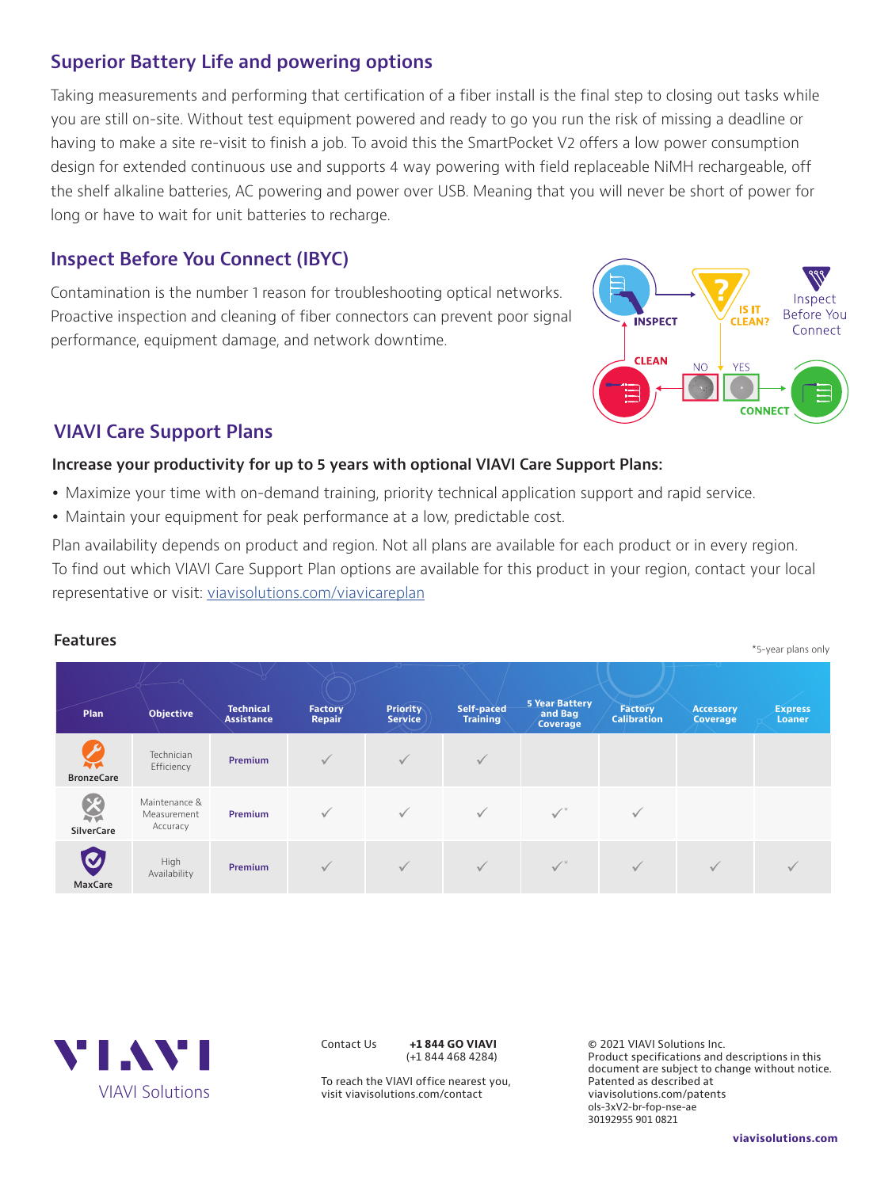## Superior Battery Life and powering options

Taking measurements and performing that certification of a fiber install is the final step to closing out tasks while you are still on-site. Without test equipment powered and ready to go you run the risk of missing a deadline or having to make a site re-visit to finish a job. To avoid this the SmartPocket V2 offers a low power consumption design for extended continuous use and supports 4 way powering with field replaceable NiMH rechargeable, off the shelf alkaline batteries, AC powering and power over USB. Meaning that you will never be short of power for long or have to wait for unit batteries to recharge.

## Inspect Before You Connect (IBYC)

Contamination is the number 1 reason for troubleshooting optical networks. Proactive inspection and cleaning of fiber connectors can prevent poor signal performance, equipment damage, and network downtime.

INSPECT
IS IT CLEAN?
Inspect Before You Connect
CLEAN
NO
YES
CONNECT

## VIAVI Care Support Plans

**Increase your productivity for up to 5 years with optional VIAVI Care Support Plans:**

- Maximize your time with on-demand training, priority technical application support and rapid service.
- Maintain your equipment for peak performance at a low, predictable cost.

Plan availability depends on product and region. Not all plans are available for each product or in every region. To find out which VIAVI Care Support Plan options are available for this product in your region, contact your local representative or visit: viavisolutions.com/viavicareplan

### Features

*5-year plans only

| Plan | Objective | Technical Assistance | Factory Repair | Priority Service | Self-paced Training | 5 Year Battery and Bag Coverage | Factory Calibration | Accessory Coverage | Express Loaner |
|---|---|---|---|---|---|---|---|---|---|
| BronzeCare | Technician Efficiency | Premium | ✓ | ✓ | ✓ | | | | |
| SilverCare | Maintenance & Measurement Accuracy | Premium | ✓ | ✓ | ✓ | ✓* | ✓ | | |
| MaxCare | High Availability | Premium | ✓ | ✓ | ✓ | ✓* | ✓ | ✓ | ✓ |

VIAVI Solutions

Contact Us **+1 844 GO VIAVI** (+1 844 468 4284)

To reach the VIAVI office nearest you, visit viavisolutions.com/contact

© 2021 VIAVI Solutions Inc.
Product specifications and descriptions in this document are subject to change without notice.
Patented as described at viavisolutions.com/patents
ols-3xV2-br-fop-nse-ae
30192955 901 0821

**viavisolutions.com**